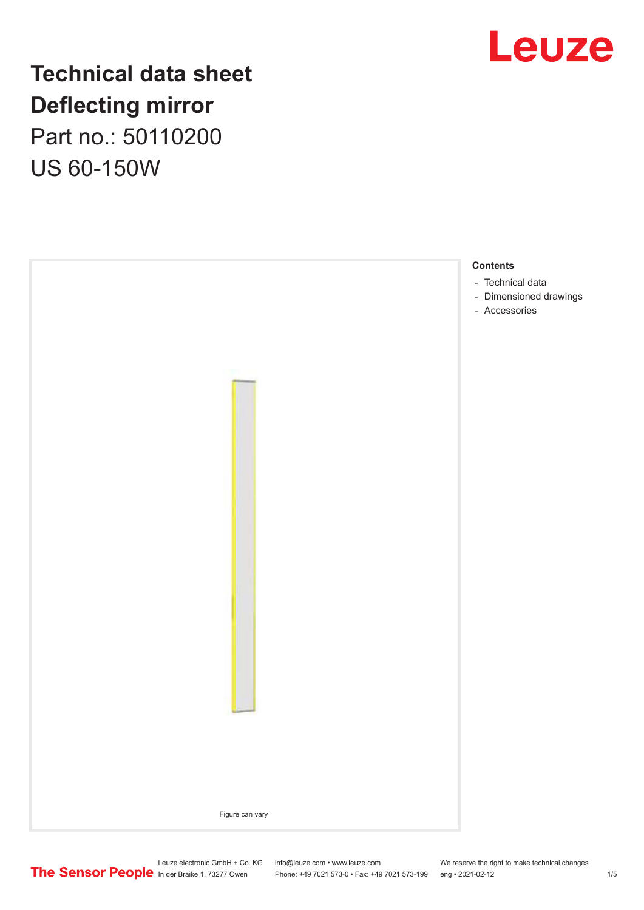# Technical data sheet
# Deflecting mirror

Part no.: 50110200

US 60-150W

Figure can vary

**Contents**

- Technical data
- Dimensioned drawings
- Accessories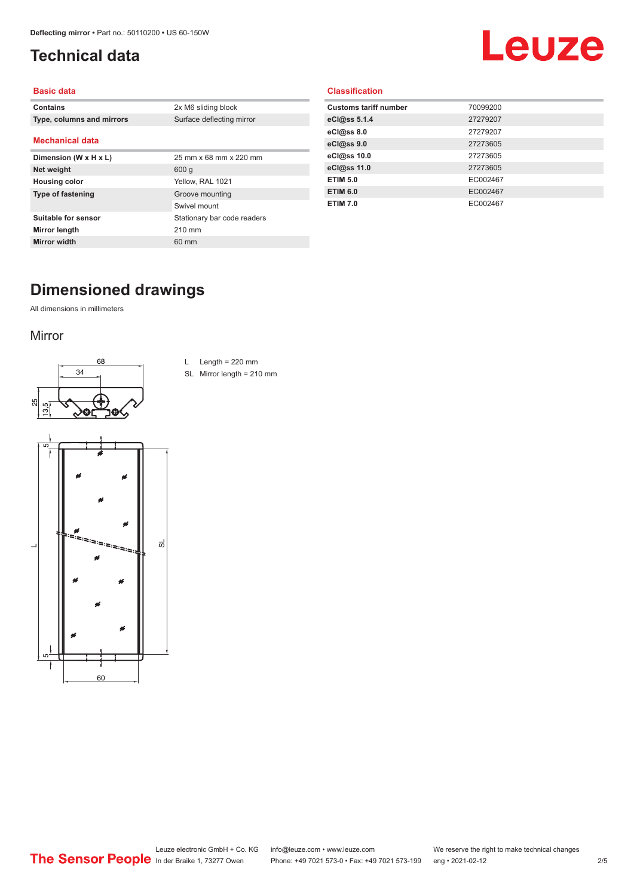# Technical data

## Basic data

| | |
|---|---|
| **Contains** | 2x M6 sliding block |
| **Type, columns and mirrors** | Surface deflecting mirror |

## Mechanical data

| | |
|---|---|
| **Dimension (W x H x L)** | 25 mm x 68 mm x 220 mm |
| **Net weight** | 600 g |
| **Housing color** | Yellow, RAL 1021 |
| **Type of fastening** | Groove mounting |
| | Swivel mount |
| **Suitable for sensor** | Stationary bar code readers |
| **Mirror length** | 210 mm |
| **Mirror width** | 60 mm |

## Classification

| | |
|---|---|
| **Customs tariff number** | 70099200 |
| **eCl@ss 5.1.4** | 27279207 |
| **eCl@ss 8.0** | 27279207 |
| **eCl@ss 9.0** | 27273605 |
| **eCl@ss 10.0** | 27273605 |
| **eCl@ss 11.0** | 27273605 |
| **ETIM 5.0** | EC002467 |
| **ETIM 6.0** | EC002467 |
| **ETIM 7.0** | EC002467 |

# Dimensioned drawings

All dimensions in millimeters

## Mirror

L Length = 220 mm

SL Mirror length = 210 mm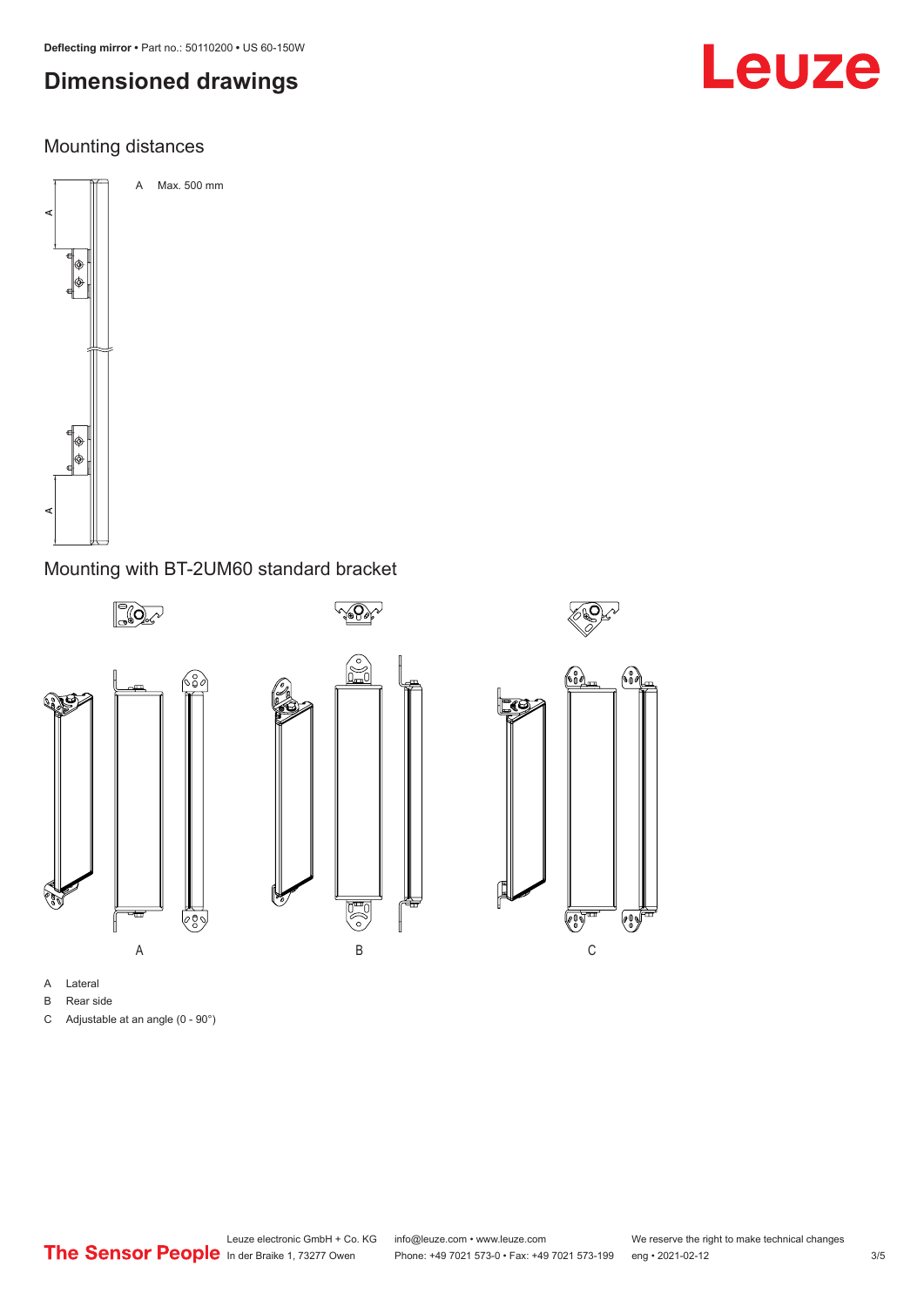# Dimensioned drawings

## Mounting distances

A Max. 500 mm

## Mounting with BT-2UM60 standard bracket

A Lateral

B Rear side

C Adjustable at an angle (0 - 90°)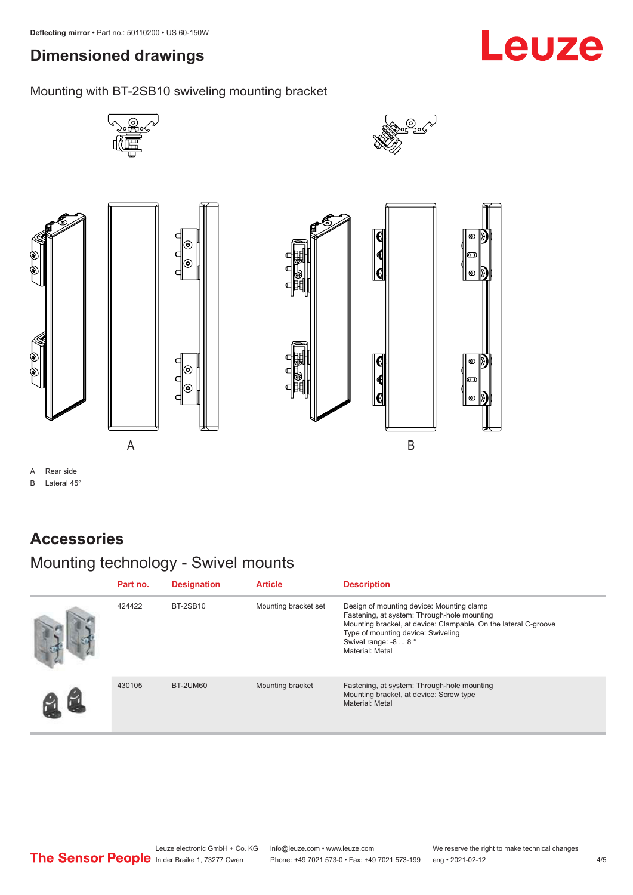# Dimensioned drawings

Mounting with BT-2SB10 swiveling mounting bracket

A Rear side

B Lateral 45°

# Accessories

## Mounting technology - Swivel mounts

| | Part no. | Designation | Article | Description |
|---|---|---|---|---|
| | 424422 | BT-2SB10 | Mounting bracket set | Design of mounting device: Mounting clamp<br>Fastening, at system: Through-hole mounting<br>Mounting bracket, at device: Clampable, On the lateral C-groove<br>Type of mounting device: Swiveling<br>Swivel range: -8 ... 8 °<br>Material: Metal |
| | 430105 | BT-2UM60 | Mounting bracket | Fastening, at system: Through-hole mounting<br>Mounting bracket, at device: Screw type<br>Material: Metal |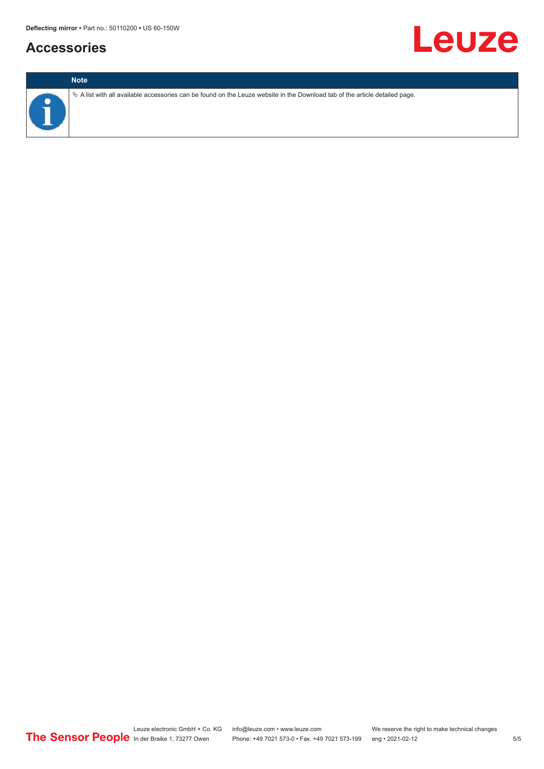## Accessories

**Note**

✎ A list with all available accessories can be found on the Leuze website in the Download tab of the article detailed page.